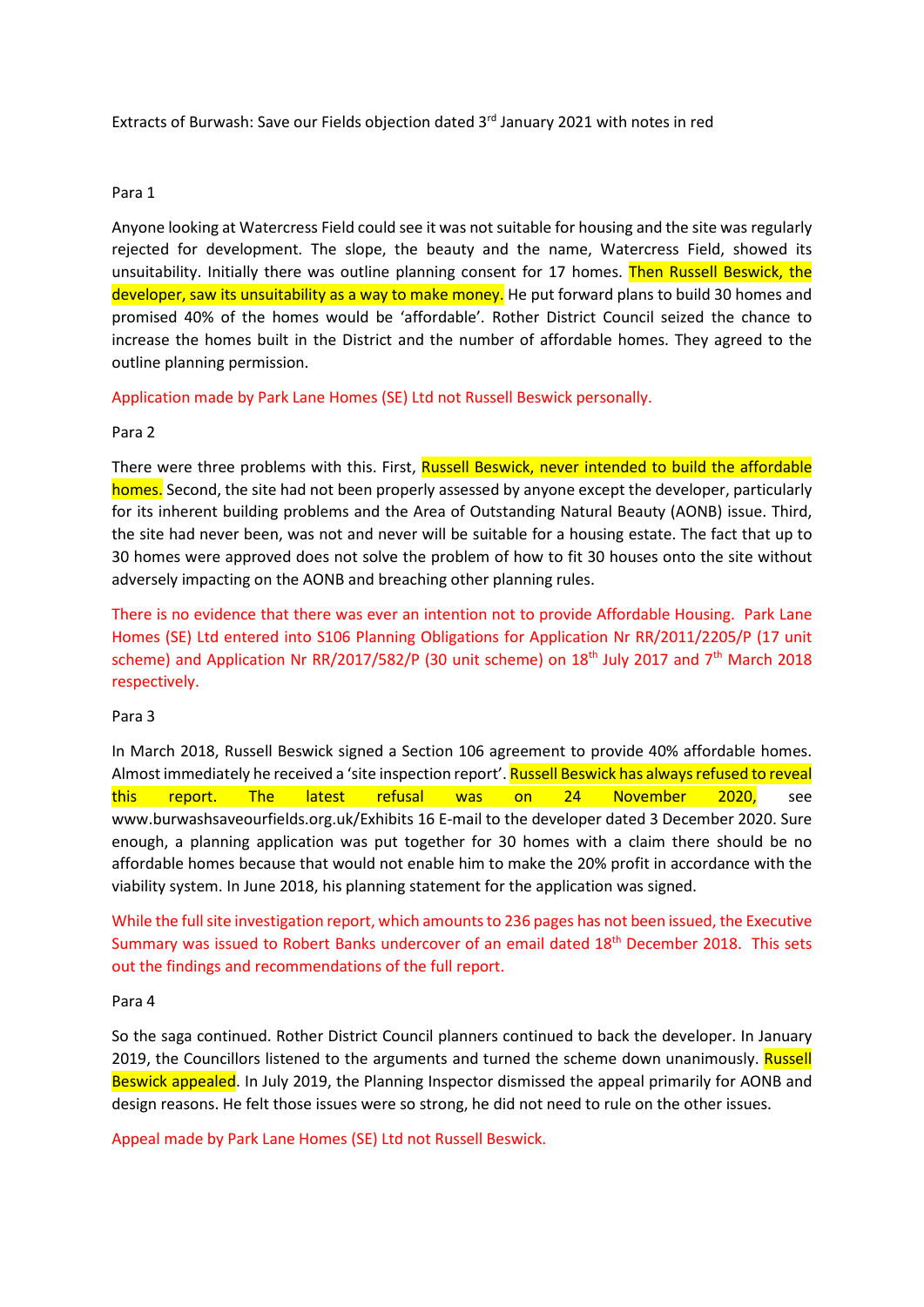Extracts of Burwash: Save our Fields objection dated 3rd January 2021 with notes in red

Para 1

Anyone looking at Watercress Field could see it was not suitable for housing and the site was regularly rejected for development. The slope, the beauty and the name, Watercress Field, showed its unsuitability. Initially there was outline planning consent for 17 homes. Then Russell Beswick, the developer, saw its unsuitability as a way to make money. He put forward plans to build 30 homes and promised 40% of the homes would be 'affordable'. Rother District Council seized the chance to increase the homes built in the District and the number of affordable homes. They agreed to the outline planning permission.

Application made by Park Lane Homes (SE) Ltd not Russell Beswick personally.

Para 2

There were three problems with this. First, Russell Beswick, never intended to build the affordable homes. Second, the site had not been properly assessed by anyone except the developer, particularly for its inherent building problems and the Area of Outstanding Natural Beauty (AONB) issue. Third, the site had never been, was not and never will be suitable for a housing estate. The fact that up to 30 homes were approved does not solve the problem of how to fit 30 houses onto the site without adversely impacting on the AONB and breaching other planning rules.

There is no evidence that there was ever an intention not to provide Affordable Housing. Park Lane Homes (SE) Ltd entered into S106 Planning Obligations for Application Nr RR/2011/2205/P (17 unit scheme) and Application Nr RR/2017/582/P (30 unit scheme) on 18th July 2017 and 7th March 2018 respectively.

Para 3

In March 2018, Russell Beswick signed a Section 106 agreement to provide 40% affordable homes. Almost immediately he received a 'site inspection report'. Russell Beswick has always refused to reveal this report. The latest refusal was on 24 November 2020, see www.burwashsaveourfields.org.uk/Exhibits 16 E-mail to the developer dated 3 December 2020. Sure enough, a planning application was put together for 30 homes with a claim there should be no affordable homes because that would not enable him to make the 20% profit in accordance with the viability system. In June 2018, his planning statement for the application was signed.

While the full site investigation report, which amounts to 236 pages has not been issued, the Executive Summary was issued to Robert Banks undercover of an email dated 18th December 2018. This sets out the findings and recommendations of the full report.

Para 4

So the saga continued. Rother District Council planners continued to back the developer. In January 2019, the Councillors listened to the arguments and turned the scheme down unanimously. Russell Beswick appealed. In July 2019, the Planning Inspector dismissed the appeal primarily for AONB and design reasons. He felt those issues were so strong, he did not need to rule on the other issues.

Appeal made by Park Lane Homes (SE) Ltd not Russell Beswick.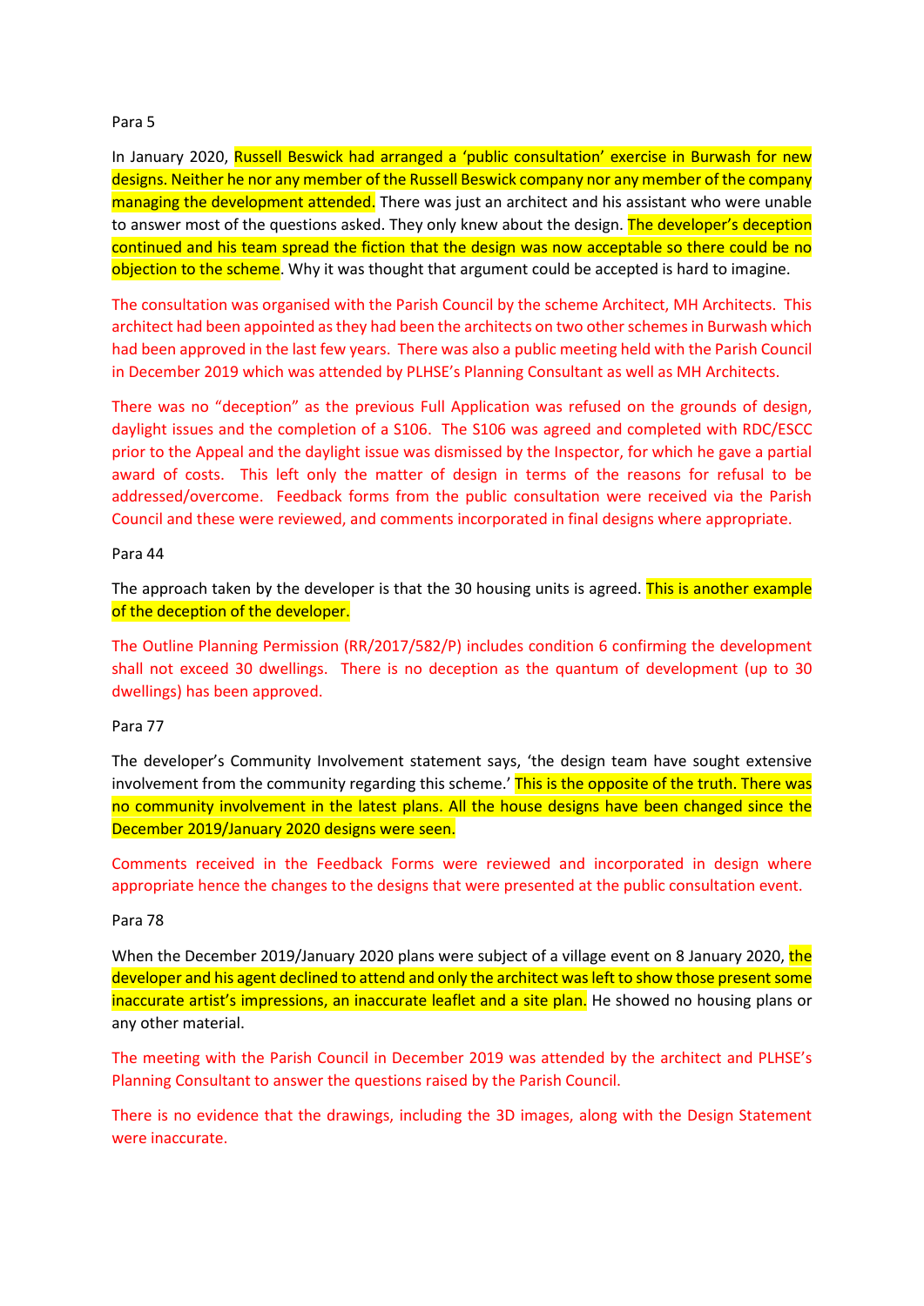Para 5

In January 2020, Russell Beswick had arranged a 'public consultation' exercise in Burwash for new designs. Neither he nor any member of the Russell Beswick company nor any member of the company managing the development attended. There was just an architect and his assistant who were unable to answer most of the questions asked. They only knew about the design. The developer's deception continued and his team spread the fiction that the design was now acceptable so there could be no objection to the scheme. Why it was thought that argument could be accepted is hard to imagine.

The consultation was organised with the Parish Council by the scheme Architect, MH Architects. This architect had been appointed as they had been the architects on two other schemes in Burwash which had been approved in the last few years. There was also a public meeting held with the Parish Council in December 2019 which was attended by PLHSE's Planning Consultant as well as MH Architects.

There was no "deception" as the previous Full Application was refused on the grounds of design, daylight issues and the completion of a S106. The S106 was agreed and completed with RDC/ESCC prior to the Appeal and the daylight issue was dismissed by the Inspector, for which he gave a partial award of costs. This left only the matter of design in terms of the reasons for refusal to be addressed/overcome. Feedback forms from the public consultation were received via the Parish Council and these were reviewed, and comments incorporated in final designs where appropriate.

Para 44

The approach taken by the developer is that the 30 housing units is agreed. This is another example of the deception of the developer.

The Outline Planning Permission (RR/2017/582/P) includes condition 6 confirming the development shall not exceed 30 dwellings. There is no deception as the quantum of development (up to 30 dwellings) has been approved.

Para 77

The developer's Community Involvement statement says, 'the design team have sought extensive involvement from the community regarding this scheme.' This is the opposite of the truth. There was no community involvement in the latest plans. All the house designs have been changed since the December 2019/January 2020 designs were seen.

Comments received in the Feedback Forms were reviewed and incorporated in design where appropriate hence the changes to the designs that were presented at the public consultation event.

Para 78

When the December 2019/January 2020 plans were subject of a village event on 8 January 2020, the developer and his agent declined to attend and only the architect was left to show those present some inaccurate artist's impressions, an inaccurate leaflet and a site plan. He showed no housing plans or any other material.

The meeting with the Parish Council in December 2019 was attended by the architect and PLHSE's Planning Consultant to answer the questions raised by the Parish Council.

There is no evidence that the drawings, including the 3D images, along with the Design Statement were inaccurate.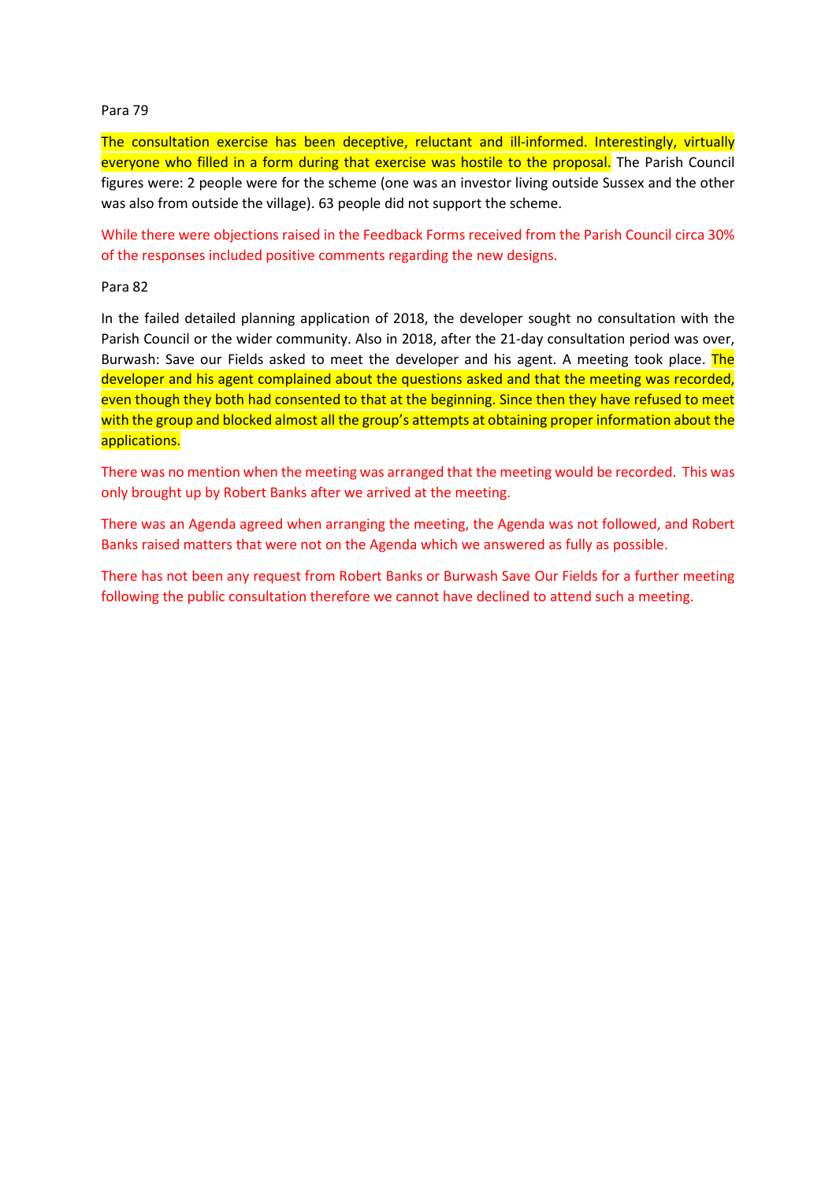Para 79

The consultation exercise has been deceptive, reluctant and ill-informed. Interestingly, virtually everyone who filled in a form during that exercise was hostile to the proposal. The Parish Council figures were: 2 people were for the scheme (one was an investor living outside Sussex and the other was also from outside the village). 63 people did not support the scheme.

While there were objections raised in the Feedback Forms received from the Parish Council circa 30% of the responses included positive comments regarding the new designs.

Para 82

In the failed detailed planning application of 2018, the developer sought no consultation with the Parish Council or the wider community. Also in 2018, after the 21-day consultation period was over, Burwash: Save our Fields asked to meet the developer and his agent. A meeting took place. The developer and his agent complained about the questions asked and that the meeting was recorded, even though they both had consented to that at the beginning. Since then they have refused to meet with the group and blocked almost all the group's attempts at obtaining proper information about the applications.

There was no mention when the meeting was arranged that the meeting would be recorded. This was only brought up by Robert Banks after we arrived at the meeting.

There was an Agenda agreed when arranging the meeting, the Agenda was not followed, and Robert Banks raised matters that were not on the Agenda which we answered as fully as possible.

There has not been any request from Robert Banks or Burwash Save Our Fields for a further meeting following the public consultation therefore we cannot have declined to attend such a meeting.